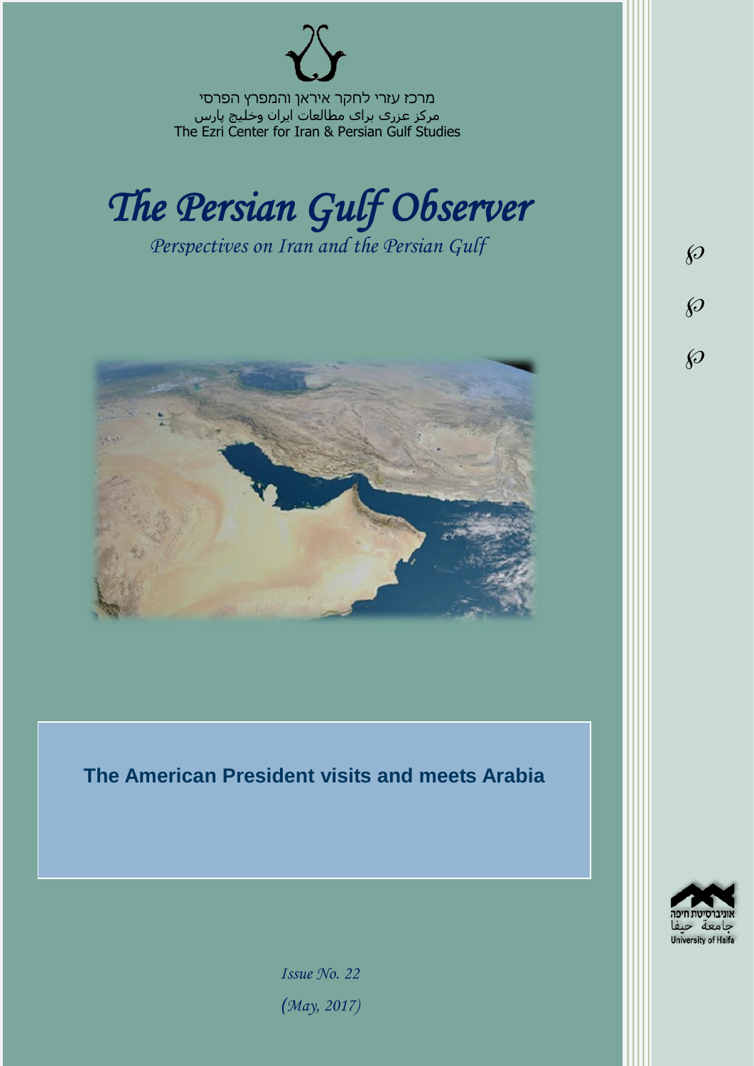מרכז עזרי לחקר איראן והמפרץ הפרסי
مرکز عزری برای مطالعات ایران وخلیج پارس
The Ezri Center for Iran & Persian Gulf Studies

# *The Persian Gulf Observer*

*Perspectives on Iran and the Persian Gulf*

## The American President visits and meets Arabia

*Issue No. 22*

*(May, 2017)*

אוניברסיטת חיפה
جامعة حيفا
University of Haifa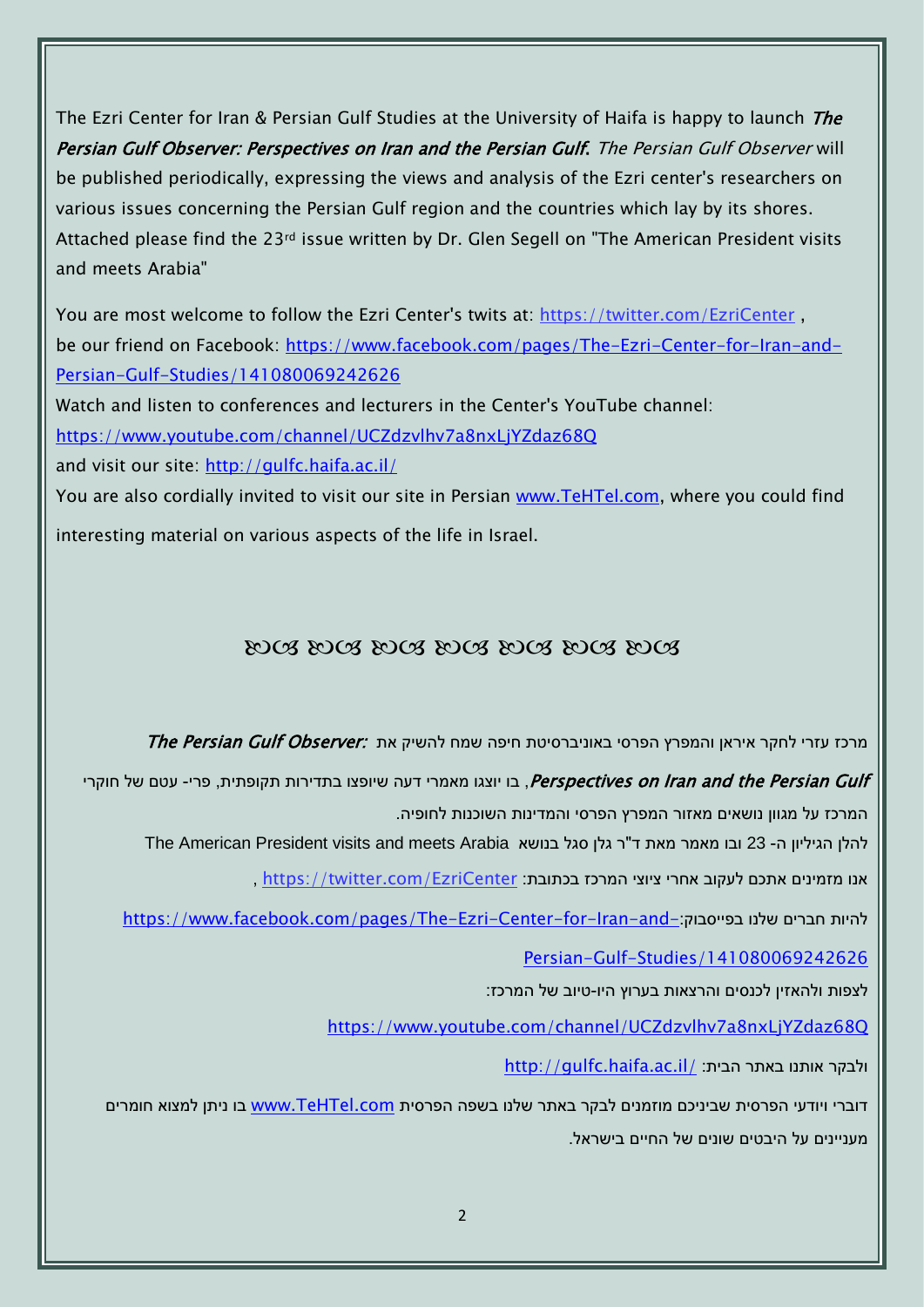The Ezri Center for Iran & Persian Gulf Studies at the University of Haifa is happy to launch ***The Persian Gulf Observer: Perspectives on Iran and the Persian Gulf.*** *The Persian Gulf Observer* will be published periodically, expressing the views and analysis of the Ezri center's researchers on various issues concerning the Persian Gulf region and the countries which lay by its shores. Attached please find the 23rd issue written by Dr. Glen Segell on "The American President visits and meets Arabia"

You are most welcome to follow the Ezri Center's twits at: https://twitter.com/EzriCenter ,
be our friend on Facebook: https://www.facebook.com/pages/The-Ezri-Center-for-Iran-and-Persian-Gulf-Studies/141080069242626
Watch and listen to conferences and lecturers in the Center's YouTube channel:
https://www.youtube.com/channel/UCZdzvlhv7a8nxLjYZdaz68Q
and visit our site: http://gulfc.haifa.ac.il/
You are also cordially invited to visit our site in Persian www.TeHTel.com, where you could find interesting material on various aspects of the life in Israel.

ꕤꕤ ꕤꕤ ꕤꕤ ꕤꕤ ꕤꕤ ꕤꕤ ꕤꕤ

מרכז עזרי לחקר איראן והמפרץ הפרסי באוניברסיטת חיפה שמח להשיק את ***The Persian Gulf Observer: Perspectives on Iran and the Persian Gulf***, בו יוצגו מאמרי דעה שיופצו בתדירות תקופתית, פרי- עטם של חוקרי המרכז על מגוון נושאים מאזור המפרץ הפרסי והמדינות השוכנות לחופיה.

להלן הגיליון ה- 23 ובו מאמר מאת ד"ר גלן סגל בנושא The American President visits and meets Arabia

אנו מזמינים אתכם לעקוב אחרי ציוצי המרכז בכתובת: https://twitter.com/EzriCenter ,

להיות חברים שלנו בפייסבוק: https://www.facebook.com/pages/The-Ezri-Center-for-Iran-and-Persian-Gulf-Studies/141080069242626

לצפות ולהאזין לכנסים והרצאות בערוץ היו-טיוב של המרכז:

https://www.youtube.com/channel/UCZdzvlhv7a8nxLjYZdaz68Q

ולבקר אותנו באתר הבית: http://gulfc.haifa.ac.il/

דוברי ויודעי הפרסית שביניכם מוזמנים לבקר באתר שלנו בשפה הפרסית www.TeHTel.com בו ניתן למצוא חומרים מעניינים על היבטים שונים של החיים בישראל.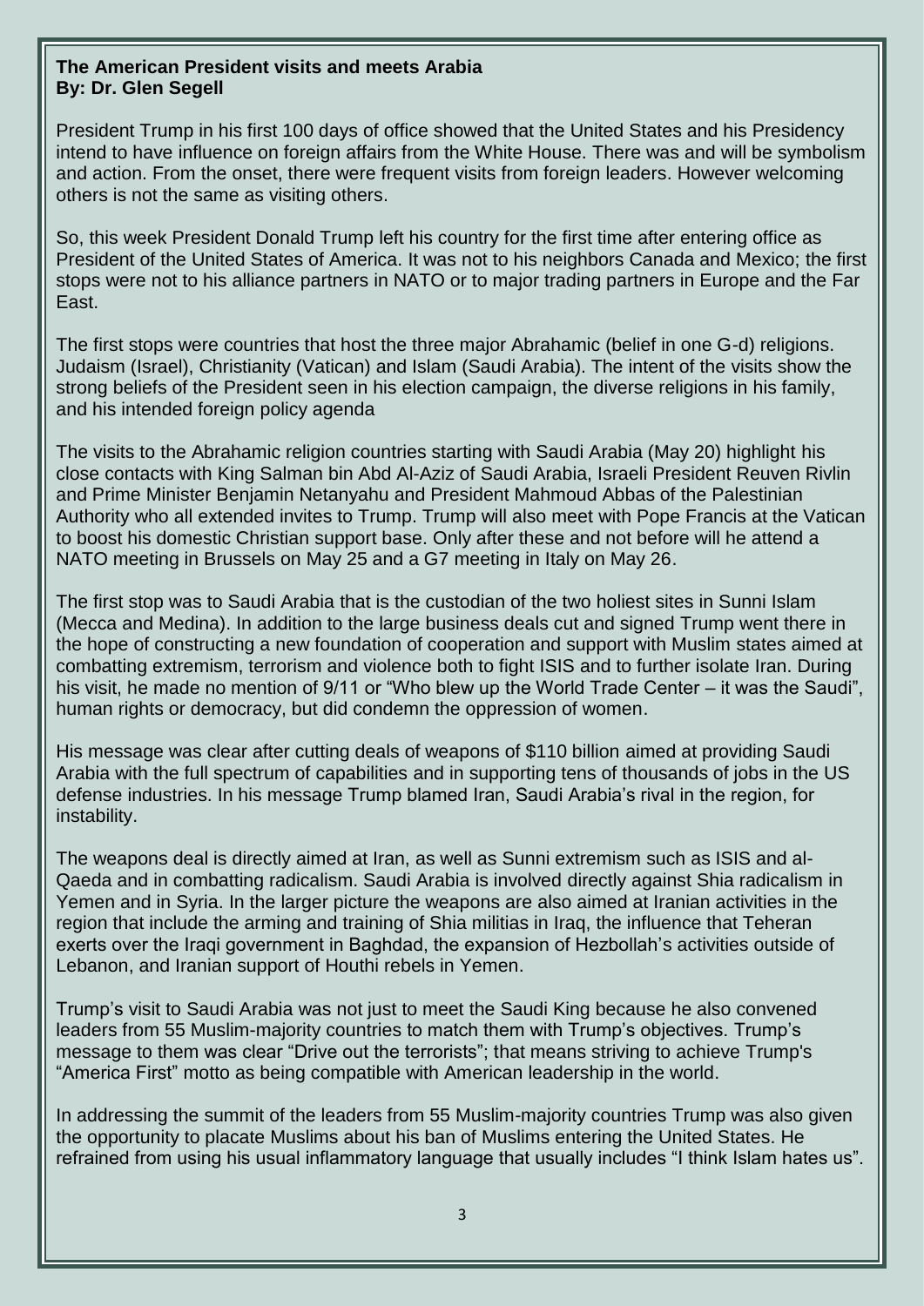**The American President visits and meets Arabia**
**By: Dr. Glen Segell**

President Trump in his first 100 days of office showed that the United States and his Presidency intend to have influence on foreign affairs from the White House. There was and will be symbolism and action. From the onset, there were frequent visits from foreign leaders. However welcoming others is not the same as visiting others.

So, this week President Donald Trump left his country for the first time after entering office as President of the United States of America. It was not to his neighbors Canada and Mexico; the first stops were not to his alliance partners in NATO or to major trading partners in Europe and the Far East.

The first stops were countries that host the three major Abrahamic (belief in one G-d) religions. Judaism (Israel), Christianity (Vatican) and Islam (Saudi Arabia). The intent of the visits show the strong beliefs of the President seen in his election campaign, the diverse religions in his family, and his intended foreign policy agenda

The visits to the Abrahamic religion countries starting with Saudi Arabia (May 20) highlight his close contacts with King Salman bin Abd Al-Aziz of Saudi Arabia, Israeli President Reuven Rivlin and Prime Minister Benjamin Netanyahu and President Mahmoud Abbas of the Palestinian Authority who all extended invites to Trump. Trump will also meet with Pope Francis at the Vatican to boost his domestic Christian support base. Only after these and not before will he attend a NATO meeting in Brussels on May 25 and a G7 meeting in Italy on May 26.

The first stop was to Saudi Arabia that is the custodian of the two holiest sites in Sunni Islam (Mecca and Medina). In addition to the large business deals cut and signed Trump went there in the hope of constructing a new foundation of cooperation and support with Muslim states aimed at combatting extremism, terrorism and violence both to fight ISIS and to further isolate Iran. During his visit, he made no mention of 9/11 or "Who blew up the World Trade Center – it was the Saudi", human rights or democracy, but did condemn the oppression of women.

His message was clear after cutting deals of weapons of $110 billion aimed at providing Saudi Arabia with the full spectrum of capabilities and in supporting tens of thousands of jobs in the US defense industries. In his message Trump blamed Iran, Saudi Arabia's rival in the region, for instability.

The weapons deal is directly aimed at Iran, as well as Sunni extremism such as ISIS and al-Qaeda and in combatting radicalism. Saudi Arabia is involved directly against Shia radicalism in Yemen and in Syria. In the larger picture the weapons are also aimed at Iranian activities in the region that include the arming and training of Shia militias in Iraq, the influence that Teheran exerts over the Iraqi government in Baghdad, the expansion of Hezbollah's activities outside of Lebanon, and Iranian support of Houthi rebels in Yemen.

Trump's visit to Saudi Arabia was not just to meet the Saudi King because he also convened leaders from 55 Muslim-majority countries to match them with Trump's objectives. Trump's message to them was clear "Drive out the terrorists"; that means striving to achieve Trump's "America First" motto as being compatible with American leadership in the world.

In addressing the summit of the leaders from 55 Muslim-majority countries Trump was also given the opportunity to placate Muslims about his ban of Muslims entering the United States. He refrained from using his usual inflammatory language that usually includes "I think Islam hates us".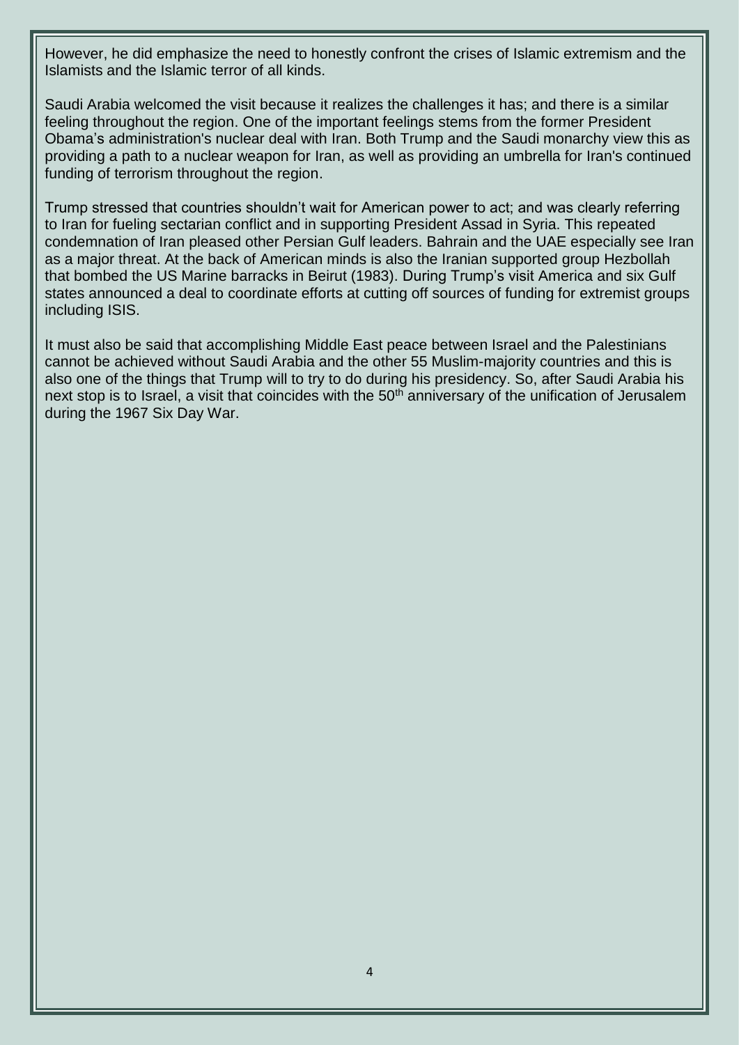However, he did emphasize the need to honestly confront the crises of Islamic extremism and the Islamists and the Islamic terror of all kinds.

Saudi Arabia welcomed the visit because it realizes the challenges it has; and there is a similar feeling throughout the region. One of the important feelings stems from the former President Obama's administration's nuclear deal with Iran. Both Trump and the Saudi monarchy view this as providing a path to a nuclear weapon for Iran, as well as providing an umbrella for Iran's continued funding of terrorism throughout the region.

Trump stressed that countries shouldn't wait for American power to act; and was clearly referring to Iran for fueling sectarian conflict and in supporting President Assad in Syria. This repeated condemnation of Iran pleased other Persian Gulf leaders. Bahrain and the UAE especially see Iran as a major threat. At the back of American minds is also the Iranian supported group Hezbollah that bombed the US Marine barracks in Beirut (1983). During Trump's visit America and six Gulf states announced a deal to coordinate efforts at cutting off sources of funding for extremist groups including ISIS.

It must also be said that accomplishing Middle East peace between Israel and the Palestinians cannot be achieved without Saudi Arabia and the other 55 Muslim-majority countries and this is also one of the things that Trump will to try to do during his presidency. So, after Saudi Arabia his next stop is to Israel, a visit that coincides with the 50th anniversary of the unification of Jerusalem during the 1967 Six Day War.